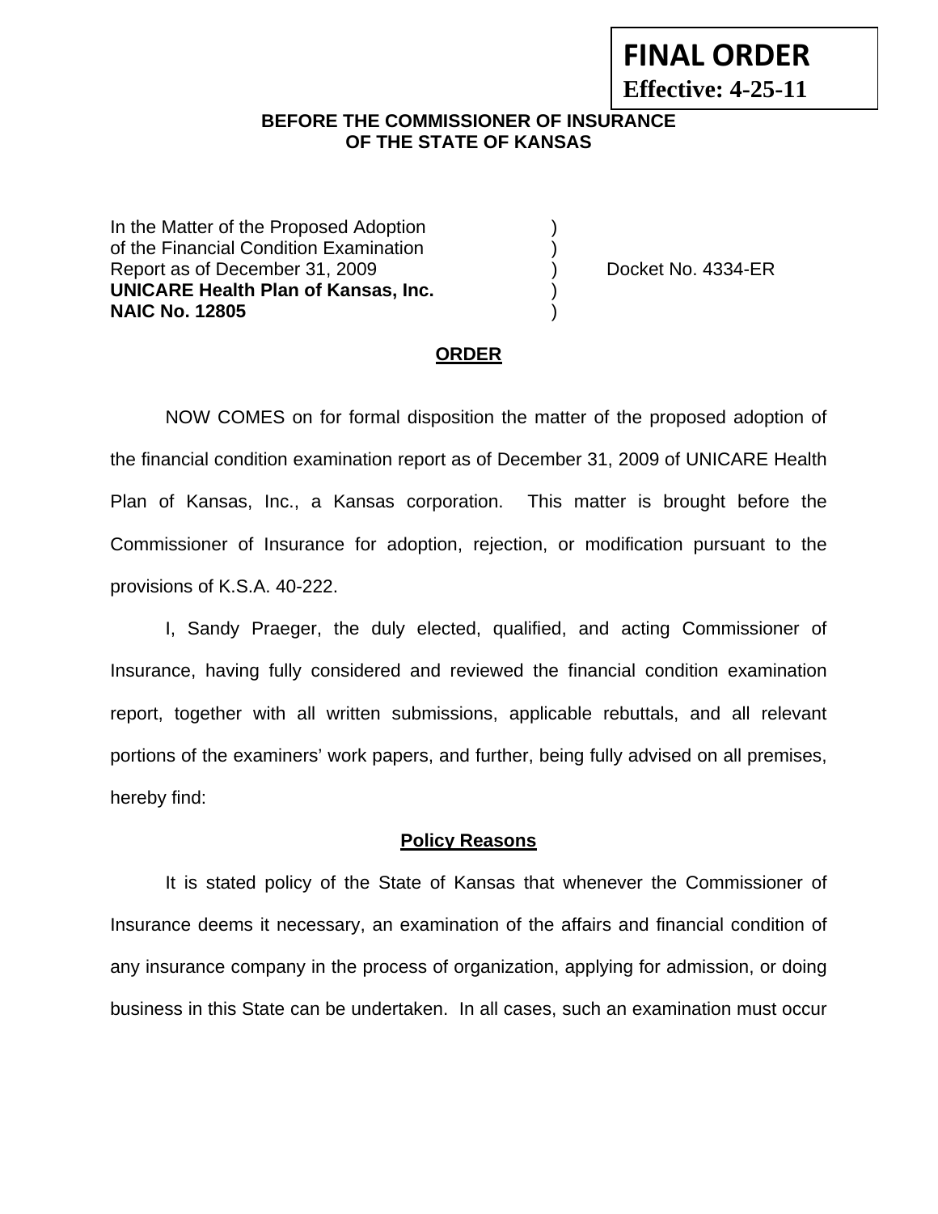**FINAL ORDER**
**Effective: 4-25-11**

**BEFORE THE COMMISSIONER OF INSURANCE**
**OF THE STATE OF KANSAS**

In the Matter of the Proposed Adoption )
of the Financial Condition Examination )
Report as of December 31, 2009 ) Docket No. 4334-ER
**UNICARE Health Plan of Kansas, Inc.** )
**NAIC No. 12805** )

**ORDER**

NOW COMES on for formal disposition the matter of the proposed adoption of the financial condition examination report as of December 31, 2009 of UNICARE Health Plan of Kansas, Inc., a Kansas corporation. This matter is brought before the Commissioner of Insurance for adoption, rejection, or modification pursuant to the provisions of K.S.A. 40-222.

I, Sandy Praeger, the duly elected, qualified, and acting Commissioner of Insurance, having fully considered and reviewed the financial condition examination report, together with all written submissions, applicable rebuttals, and all relevant portions of the examiners' work papers, and further, being fully advised on all premises, hereby find:

**Policy Reasons**

It is stated policy of the State of Kansas that whenever the Commissioner of Insurance deems it necessary, an examination of the affairs and financial condition of any insurance company in the process of organization, applying for admission, or doing business in this State can be undertaken. In all cases, such an examination must occur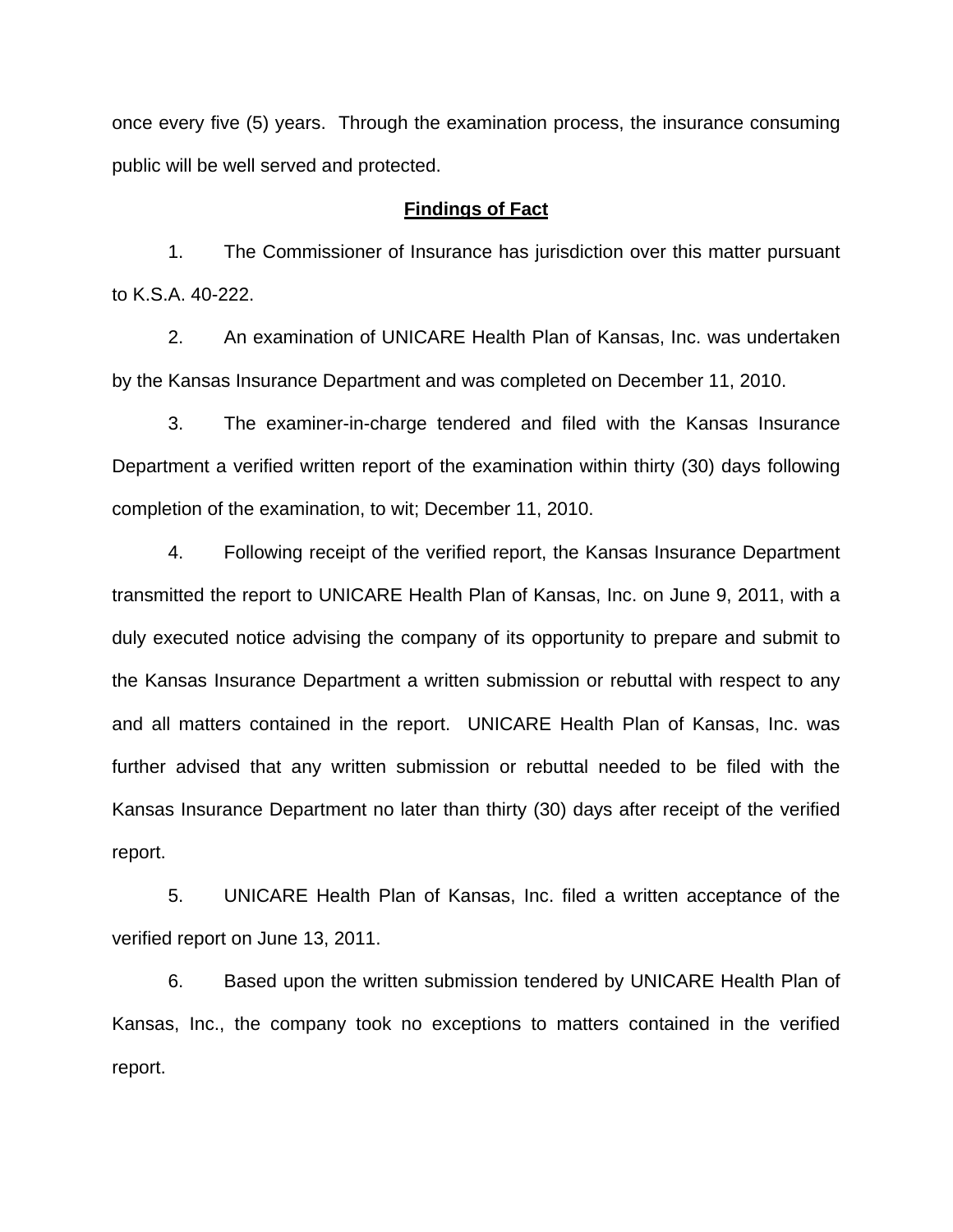once every five (5) years. Through the examination process, the insurance consuming public will be well served and protected.

**Findings of Fact**

1. The Commissioner of Insurance has jurisdiction over this matter pursuant to K.S.A. 40-222.

2. An examination of UNICARE Health Plan of Kansas, Inc. was undertaken by the Kansas Insurance Department and was completed on December 11, 2010.

3. The examiner-in-charge tendered and filed with the Kansas Insurance Department a verified written report of the examination within thirty (30) days following completion of the examination, to wit; December 11, 2010.

4. Following receipt of the verified report, the Kansas Insurance Department transmitted the report to UNICARE Health Plan of Kansas, Inc. on June 9, 2011, with a duly executed notice advising the company of its opportunity to prepare and submit to the Kansas Insurance Department a written submission or rebuttal with respect to any and all matters contained in the report. UNICARE Health Plan of Kansas, Inc. was further advised that any written submission or rebuttal needed to be filed with the Kansas Insurance Department no later than thirty (30) days after receipt of the verified report.

5. UNICARE Health Plan of Kansas, Inc. filed a written acceptance of the verified report on June 13, 2011.

6. Based upon the written submission tendered by UNICARE Health Plan of Kansas, Inc., the company took no exceptions to matters contained in the verified report.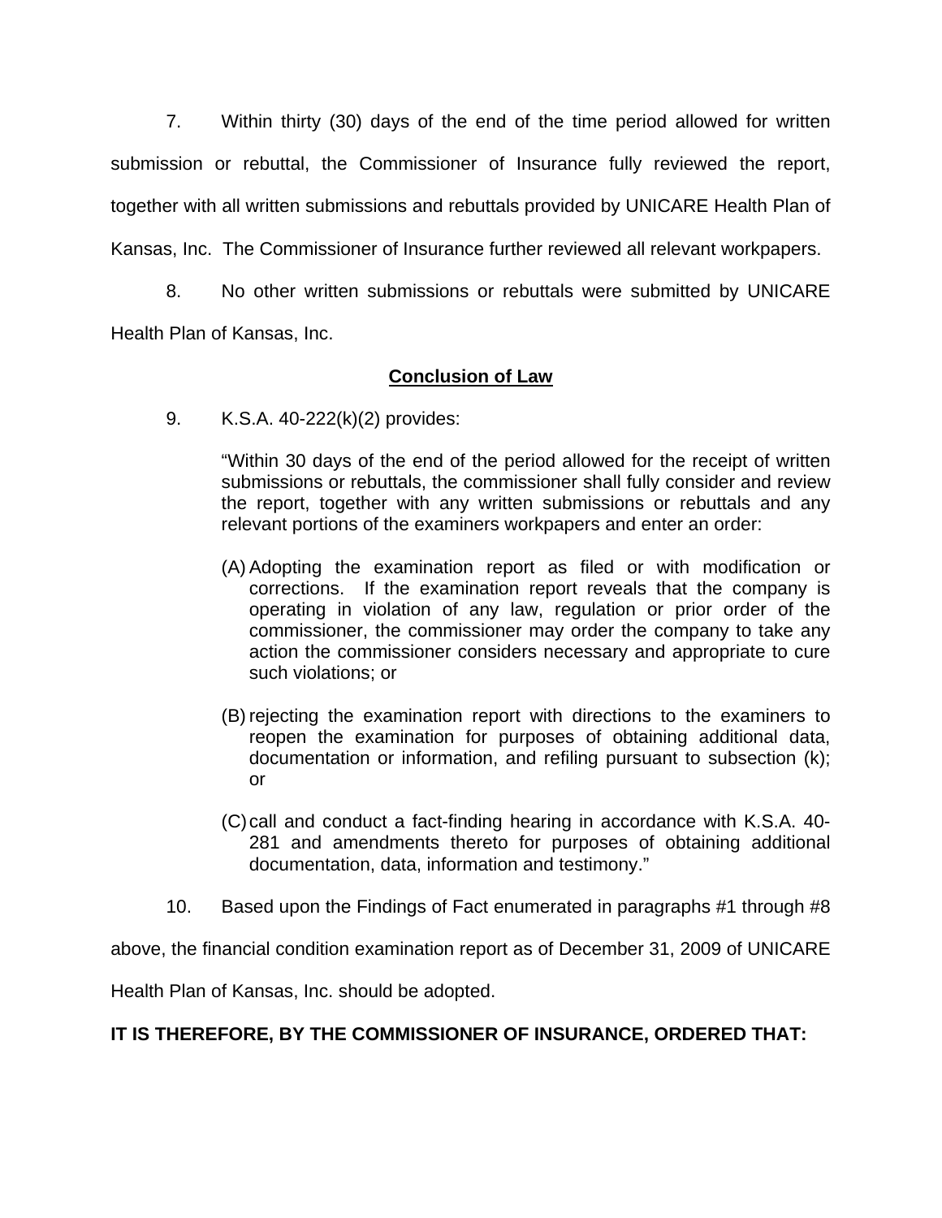7. Within thirty (30) days of the end of the time period allowed for written submission or rebuttal, the Commissioner of Insurance fully reviewed the report, together with all written submissions and rebuttals provided by UNICARE Health Plan of Kansas, Inc. The Commissioner of Insurance further reviewed all relevant workpapers.

8. No other written submissions or rebuttals were submitted by UNICARE Health Plan of Kansas, Inc.

## **Conclusion of Law**

9. K.S.A. 40-222(k)(2) provides:

> "Within 30 days of the end of the period allowed for the receipt of written submissions or rebuttals, the commissioner shall fully consider and review the report, together with any written submissions or rebuttals and any relevant portions of the examiners workpapers and enter an order:
>
> (A) Adopting the examination report as filed or with modification or corrections. If the examination report reveals that the company is operating in violation of any law, regulation or prior order of the commissioner, the commissioner may order the company to take any action the commissioner considers necessary and appropriate to cure such violations; or
>
> (B) rejecting the examination report with directions to the examiners to reopen the examination for purposes of obtaining additional data, documentation or information, and refiling pursuant to subsection (k); or
>
> (C) call and conduct a fact-finding hearing in accordance with K.S.A. 40-281 and amendments thereto for purposes of obtaining additional documentation, data, information and testimony."

10. Based upon the Findings of Fact enumerated in paragraphs #1 through #8 above, the financial condition examination report as of December 31, 2009 of UNICARE Health Plan of Kansas, Inc. should be adopted.

**IT IS THEREFORE, BY THE COMMISSIONER OF INSURANCE, ORDERED THAT:**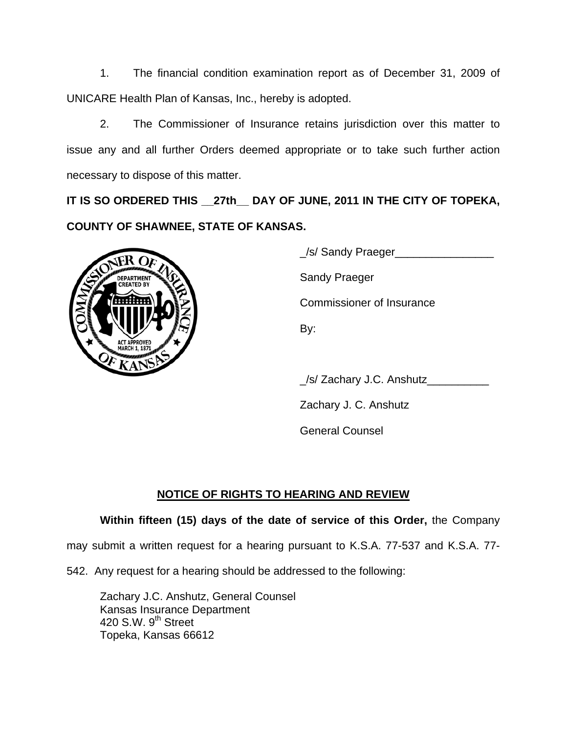1. The financial condition examination report as of December 31, 2009 of UNICARE Health Plan of Kansas, Inc., hereby is adopted.

2. The Commissioner of Insurance retains jurisdiction over this matter to issue any and all further Orders deemed appropriate or to take such further action necessary to dispose of this matter.

**IT IS SO ORDERED THIS __27th__ DAY OF JUNE, 2011 IN THE CITY OF TOPEKA, COUNTY OF SHAWNEE, STATE OF KANSAS.**

_/s/ Sandy Praeger________________

Sandy Praeger

Commissioner of Insurance

By:

_/s/ Zachary J.C. Anshutz__________

Zachary J. C. Anshutz

General Counsel

## NOTICE OF RIGHTS TO HEARING AND REVIEW

**Within fifteen (15) days of the date of service of this Order,** the Company may submit a written request for a hearing pursuant to K.S.A. 77-537 and K.S.A. 77-542. Any request for a hearing should be addressed to the following:

Zachary J.C. Anshutz, General Counsel
Kansas Insurance Department
420 S.W. 9th Street
Topeka, Kansas 66612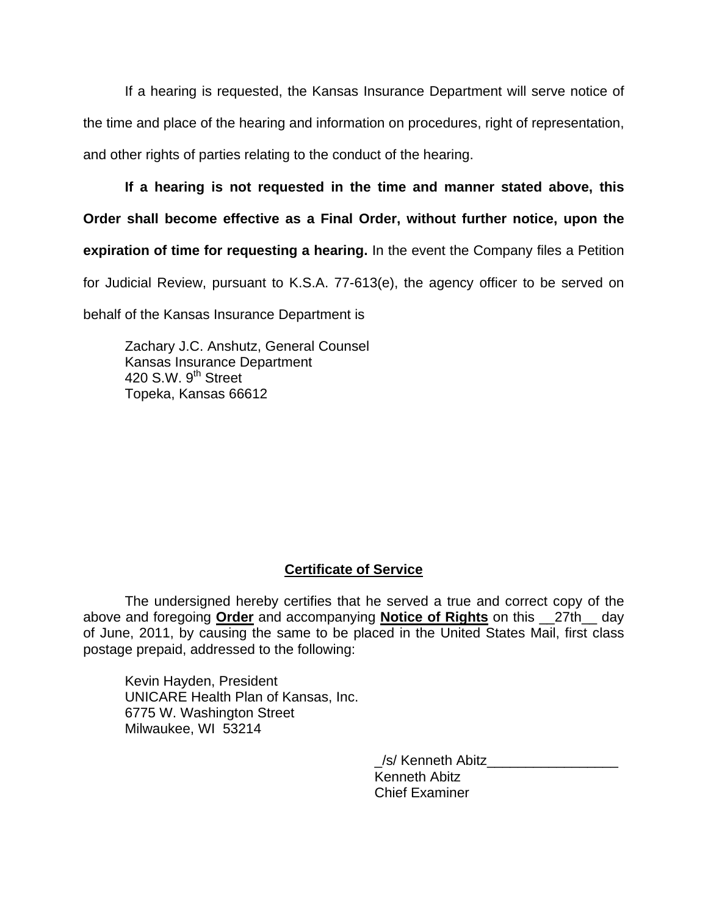If a hearing is requested, the Kansas Insurance Department will serve notice of the time and place of the hearing and information on procedures, right of representation, and other rights of parties relating to the conduct of the hearing.

**If a hearing is not requested in the time and manner stated above, this Order shall become effective as a Final Order, without further notice, upon the expiration of time for requesting a hearing.** In the event the Company files a Petition for Judicial Review, pursuant to K.S.A. 77-613(e), the agency officer to be served on behalf of the Kansas Insurance Department is

Zachary J.C. Anshutz, General Counsel  
Kansas Insurance Department  
420 S.W. 9th Street  
Topeka, Kansas 66612

## Certificate of Service

The undersigned hereby certifies that he served a true and correct copy of the above and foregoing **Order** and accompanying **Notice of Rights** on this __27th__ day of June, 2011, by causing the same to be placed in the United States Mail, first class postage prepaid, addressed to the following:

Kevin Hayden, President  
UNICARE Health Plan of Kansas, Inc.  
6775 W. Washington Street  
Milwaukee, WI 53214

_/s/ Kenneth Abitz_________________  
Kenneth Abitz  
Chief Examiner